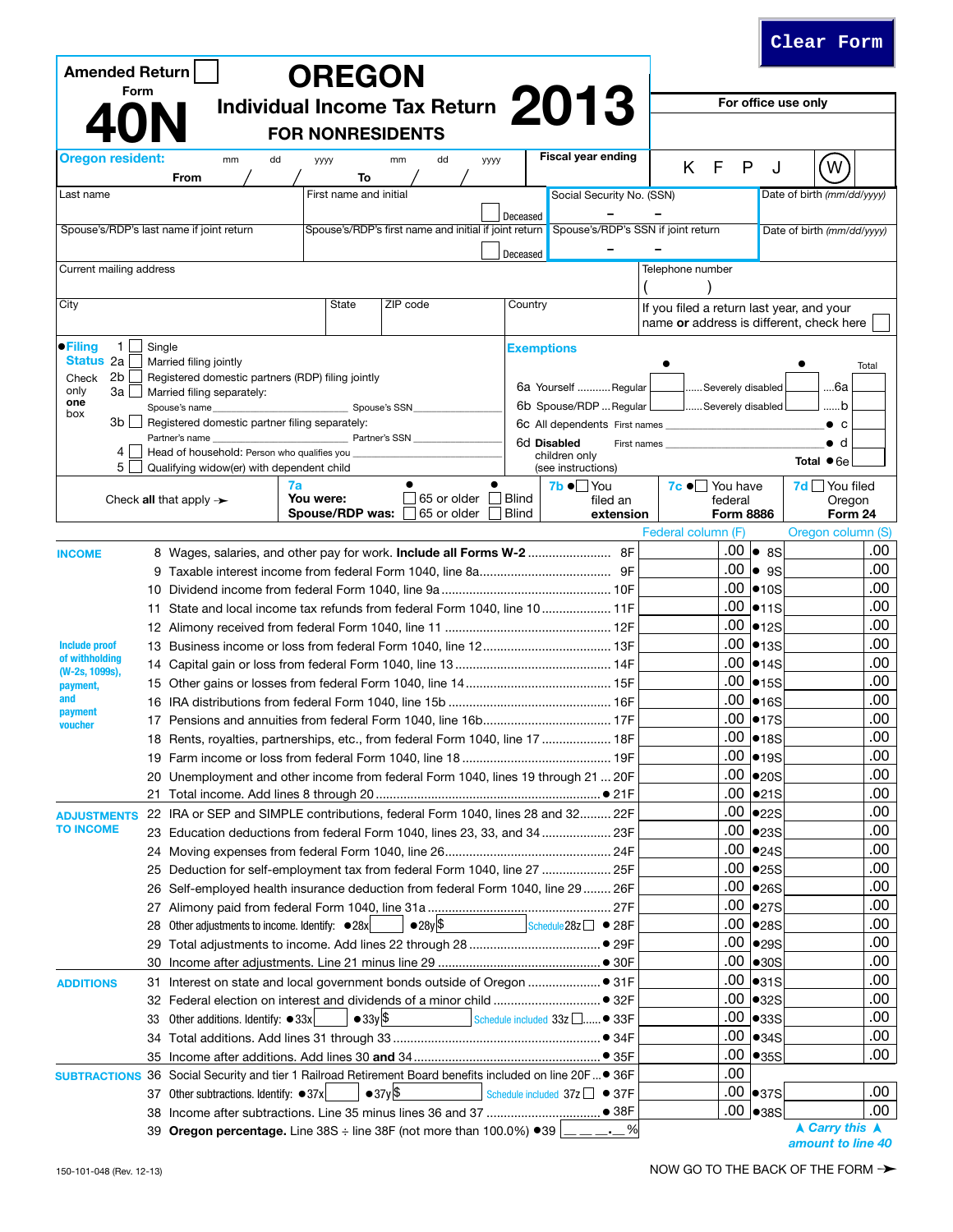Clear Form

Amended Return ☐

Form

# 40N

# OREGON
## Individual Income Tax Return 2013
### FOR NONRESIDENTS

For office use only

K F P J (W)

**Oregon resident:** From mm / dd / yyyy To mm / dd / yyyy

Fiscal year ending

| Last name | First name and initial ☐ Deceased | Social Security No. (SSN) – – | Date of birth *(mm/dd/yyyy)* |
|---|---|---|---|
| Spouse's/RDP's last name if joint return | Spouse's/RDP's first name and initial if joint return ☐ Deceased | Spouse's/RDP's SSN if joint return – – | Date of birth *(mm/dd/yyyy)* |

| Current mailing address | | | | Telephone number ( ) |
|---|---|---|---|---|
| City | State | ZIP code | Country | If you filed a return last year, and your name **or** address is different, check here ☐ |

**•Filing Status** Check only **one** box

- 1 ☐ Single
- 2a ☐ Married filing jointly
- 2b ☐ Registered domestic partners (RDP) filing jointly
- 3a ☐ Married filing separately: Spouse's name ______ Spouse's SSN ______
- 3b ☐ Registered domestic partner filing separately: Partner's name ______ Partner's SSN ______
- 4 ☐ Head of household: Person who qualifies you ______
- 5 ☐ Qualifying widow(er) with dependent child

**Exemptions**

| | • | | • | Total |
|---|---|---|---|---|
| 6a Yourself ........... Regular | | ......Severely disabled | | ....6a |
| 6b Spouse/RDP ... Regular | | ......Severely disabled | | ......b |
| 6c All dependents First names | | | | • c |
| 6d **Disabled** children only (see instructions) First names | | | | • d |
| | | | **Total** | •6e |

Check **all** that apply ➛

**7a** You were: ☐ 65 or older ☐ Blind
Spouse/RDP was: ☐ 65 or older ☐ Blind

**7b** • ☐ You filed an extension

**7c** • ☐ You have federal Form 8886

**7d** ☐ You filed Oregon Form 24

| | | | Federal column (F) | | Oregon column (S) |
|---|---|---|---|---|---|
| **INCOME** | 8 | Wages, salaries, and other pay for work. **Include all Forms W-2** ........ 8F | .00 | • 8S | .00 |
| | 9 | Taxable interest income from federal Form 1040, line 8a ........ 9F | .00 | • 9S | .00 |
| | 10 | Dividend income from federal Form 1040, line 9a ........ 10F | .00 | •10S | .00 |
| | 11 | State and local income tax refunds from federal Form 1040, line 10 ........ 11F | .00 | •11S | .00 |
| | 12 | Alimony received from federal Form 1040, line 11 ........ 12F | .00 | •12S | .00 |
| Include proof of withholding (W-2s, 1099s), payment, and payment voucher | 13 | Business income or loss from federal Form 1040, line 12 ........ 13F | .00 | •13S | .00 |
| | 14 | Capital gain or loss from federal Form 1040, line 13 ........ 14F | .00 | •14S | .00 |
| | 15 | Other gains or losses from federal Form 1040, line 14 ........ 15F | .00 | •15S | .00 |
| | 16 | IRA distributions from federal Form 1040, line 15b ........ 16F | .00 | •16S | .00 |
| | 17 | Pensions and annuities from federal Form 1040, line 16b ........ 17F | .00 | •17S | .00 |
| | 18 | Rents, royalties, partnerships, etc., from federal Form 1040, line 17 ........ 18F | .00 | •18S | .00 |
| | 19 | Farm income or loss from federal Form 1040, line 18 ........ 19F | .00 | •19S | .00 |
| | 20 | Unemployment and other income from federal Form 1040, lines 19 through 21 ... 20F | .00 | •20S | .00 |
| | 21 | Total income. Add lines 8 through 20 ........ • 21F | .00 | •21S | .00 |
| **ADJUSTMENTS TO INCOME** | 22 | IRA or SEP and SIMPLE contributions, federal Form 1040, lines 28 and 32 ........ 22F | .00 | •22S | .00 |
| | 23 | Education deductions from federal Form 1040, lines 23, 33, and 34 ........ 23F | .00 | •23S | .00 |
| | 24 | Moving expenses from federal Form 1040, line 26 ........ 24F | .00 | •24S | .00 |
| | 25 | Deduction for self-employment tax from federal Form 1040, line 27 ........ 25F | .00 | •25S | .00 |
| | 26 | Self-employed health insurance deduction from federal Form 1040, line 29 ........ 26F | .00 | •26S | .00 |
| | 27 | Alimony paid from federal Form 1040, line 31a ........ 27F | .00 | •27S | .00 |
| | 28 | Other adjustments to income. Identify: •28x ____ •28y $ ____ Schedule 28z ☐ • 28F | .00 | •28S | .00 |
| | 29 | Total adjustments to income. Add lines 22 through 28 ........ • 29F | .00 | •29S | .00 |
| | 30 | Income after adjustments. Line 21 minus line 29 ........ • 30F | .00 | •30S | .00 |
| **ADDITIONS** | 31 | Interest on state and local government bonds outside of Oregon ........ • 31F | .00 | •31S | .00 |
| | 32 | Federal election on interest and dividends of a minor child ........ • 32F | .00 | •32S | .00 |
| | 33 | Other additions. Identify: •33x ____ •33y $ ____ Schedule included 33z ☐ ...... • 33F | .00 | •33S | .00 |
| | 34 | Total additions. Add lines 31 through 33 ........ • 34F | .00 | •34S | .00 |
| | 35 | Income after additions. Add lines 30 **and** 34 ........ • 35F | .00 | •35S | .00 |
| **SUBTRACTIONS** | 36 | Social Security and tier 1 Railroad Retirement Board benefits included on line 20F ... • 36F | .00 | | |
| | 37 | Other subtractions. Identify: •37x ____ •37y $ ____ Schedule included 37z ☐ • 37F | .00 | •37S | .00 |
| | 38 | Income after subtractions. Line 35 minus lines 36 and 37 ........ • 38F | .00 | •38S | .00 |
| | 39 | **Oregon percentage.** Line 38S ÷ line 38F (not more than 100.0%) •39 ___ ___ ___.___ % | | | ▲ *Carry this* ▲ *amount to line 40* |

150-101-048 (Rev. 12-13)

NOW GO TO THE BACK OF THE FORM ➛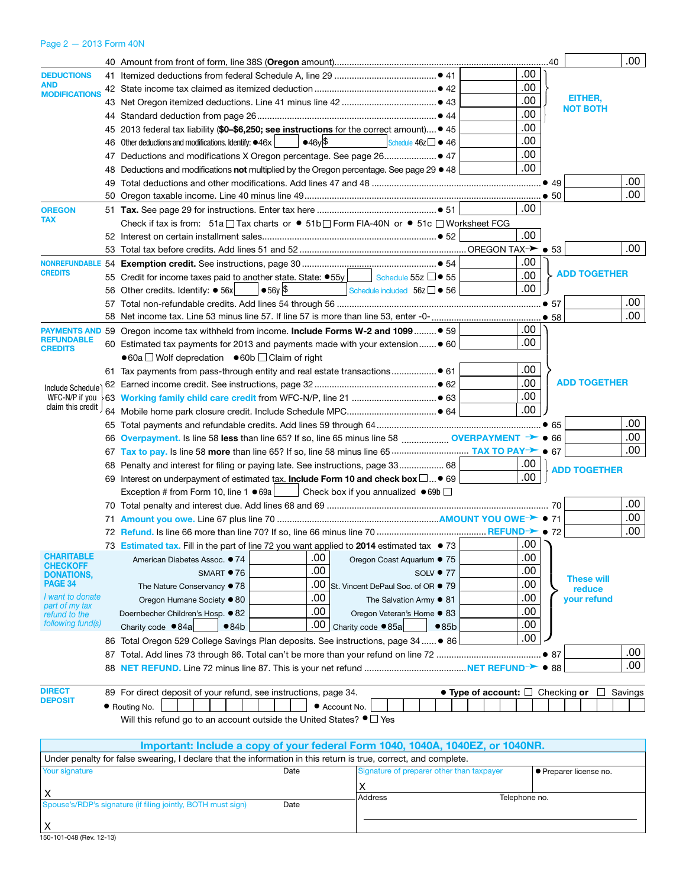Page 2 — 2013 Form 40N

40 Amount from front of form, line 38S (**Oregon** amount)....................40 | .00

**DEDUCTIONS AND MODIFICATIONS**

41 Itemized deductions from federal Schedule A, line 29 ........................ ● 41 | .00
42 State income tax claimed as itemized deduction ........................ ● 42 | .00
43 Net Oregon itemized deductions. Line 41 minus line 42 ........................ ● 43 | .00
44 Standard deduction from page 26........................ ● 44 | .00

EITHER, NOT BOTH

45 2013 federal tax liability (**$0–$6,250; see instructions** for the correct amount).... ● 45 | .00
46 Other deductions and modifications. Identify: ●46x ______ ●46y $ ______ Schedule 46z ☐ ● 46 | .00
47 Deductions and modifications X Oregon percentage. See page 26.................... ● 47 | .00
48 Deductions and modifications **not** multiplied by the Oregon percentage. See page 29 ● 48 | .00
49 Total deductions and other modifications. Add lines 47 and 48 ........................ ● 49 | .00
50 Oregon taxable income. Line 40 minus line 49........................ ● 50 | .00

**OREGON TAX**

51 **Tax.** See page 29 for instructions. Enter tax here ........................ ● 51 | .00
Check if tax is from: 51a ☐ Tax charts or ● 51b ☐ Form FIA-40N or ● 51c ☐ Worksheet FCG
52 Interest on certain installment sales........................ ● 52 | .00
53 Total tax before credits. Add lines 51 and 52 ........................OREGON TAX ➛ ● 53 | .00

**NONREFUNDABLE CREDITS**

54 **Exemption credit.** See instructions, page 30 ........................ ● 54 | .00
55 Credit for income taxes paid to another state. State: ●55y ______ Schedule 55z ☐ ● 55 | .00
56 Other credits. Identify: ● 56x ______ ●56y $ ______ Schedule included 56z ☐ ● 56 | .00

ADD TOGETHER

57 Total non-refundable credits. Add lines 54 through 56 ........................ ● 57 | .00
58 Net income tax. Line 53 minus line 57. If line 57 is more than line 53, enter -0- ........................ ● 58 | .00

**PAYMENTS AND REFUNDABLE CREDITS**

59 Oregon income tax withheld from income. **Include Forms W-2 and 1099**......... ● 59 | .00
60 Estimated tax payments for 2013 and payments made with your extension....... ● 60 | .00
●60a ☐ Wolf depredation ●60b ☐ Claim of right
61 Tax payments from pass-through entity and real estate transactions.................. ● 61 | .00
62 Earned income credit. See instructions, page 32........................ ● 62 | .00
63 **Working family child care credit** from WFC-N/P, line 21 ........................ ● 63 | .00
64 Mobile home park closure credit. Include Schedule MPC........................ ● 64 | .00

Include Schedule WFC-N/P if you claim this credit (lines 62–64)

ADD TOGETHER

65 Total payments and refundable credits. Add lines 59 through 64 ........................ ● 65 | .00
66 **Overpayment.** Is line 58 **less** than line 65? If so, line 65 minus line 58 .................. **OVERPAYMENT** ➛ ● 66 | .00
67 **Tax to pay.** Is line 58 **more** than line 65? If so, line 58 minus line 65 ........................ **TAX TO PAY** ➛ ● 67 | .00
68 Penalty and interest for filing or paying late. See instructions, page 33................. 68 | .00
69 Interest on underpayment of estimated tax. **Include Form 10 and check box** ☐... ● 69 | .00

ADD TOGETHER

Exception # from Form 10, line 1 ●69a ______ Check box if you annualized ●69b ☐

70 Total penalty and interest due. Add lines 68 and 69 ........................ 70 | .00
71 **Amount you owe.** Line 67 plus line 70 ........................**AMOUNT YOU OWE** ➛ ● 71 | .00
72 **Refund.** Is line 66 more than line 70? If so, line 66 minus line 70 ........................**REFUND** ➛ ● 72 | .00
73 **Estimated tax.** Fill in the part of line 72 you want applied to **2014** estimated tax ● 73 | .00

**CHARITABLE CHECKOFF DONATIONS, PAGE 34**

*I want to donate part of my tax refund to the following fund(s)*

| | | | |
|---|---|---|---|
| American Diabetes Assoc. ● 74 | .00 | Oregon Coast Aquarium ● 75 | .00 |
| SMART ● 76 | .00 | SOLV ● 77 | .00 |
| The Nature Conservancy ● 78 | .00 | St. Vincent DePaul Soc. of OR ● 79 | .00 |
| Oregon Humane Society ● 80 | .00 | The Salvation Army ● 81 | .00 |
| Doernbecher Children's Hosp. ● 82 | .00 | Oregon Veteran's Home ● 83 | .00 |
| Charity code ●84a ______ ●84b | .00 | Charity code ●85a ______ ●85b | .00 |

These will reduce your refund

86 Total Oregon 529 College Savings Plan deposits. See instructions, page 34 ...... ● 86 | .00
87 Total. Add lines 73 through 86. Total can't be more than your refund on line 72 ........................ ● 87 | .00
88 **NET REFUND.** Line 72 minus line 87. This is your net refund ........................**NET REFUND** ➛ ● 88 | .00

**DIRECT DEPOSIT**

89 For direct deposit of your refund, see instructions, page 34. ● **Type of account:** ☐ Checking **or** ☐ Savings

● Routing No. ______ ● Account No. ______

Will this refund go to an account outside the United States? ● ☐ Yes

**Important: Include a copy of your federal Form 1040, 1040A, 1040EZ, or 1040NR.**

Under penalty for false swearing, I declare that the information in this return is true, correct, and complete.

| | | | |
|---|---|---|---|
| Your signature<br>X | Date | Signature of preparer other than taxpayer<br>X | ● Preparer license no. |
| Spouse's/RDP's signature (if filing jointly, BOTH must sign)<br>X | Date | Address | Telephone no. |

150-101-048 (Rev. 12-13)